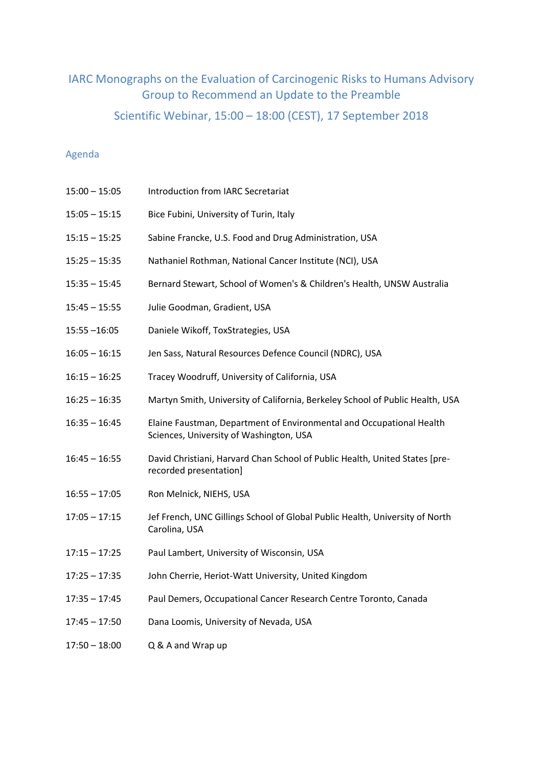# IARC Monographs on the Evaluation of Carcinogenic Risks to Humans Advisory Group to Recommend an Update to the Preamble

## Scientific Webinar, 15:00 – 18:00 (CEST), 17 September 2018

### Agenda

| | |
|---|---|
| 15:00 – 15:05 | Introduction from IARC Secretariat |
| 15:05 – 15:15 | Bice Fubini, University of Turin, Italy |
| 15:15 – 15:25 | Sabine Francke, U.S. Food and Drug Administration, USA |
| 15:25 – 15:35 | Nathaniel Rothman, National Cancer Institute (NCI), USA |
| 15:35 – 15:45 | Bernard Stewart, School of Women's & Children's Health, UNSW Australia |
| 15:45 – 15:55 | Julie Goodman, Gradient, USA |
| 15:55 –16:05 | Daniele Wikoff, ToxStrategies, USA |
| 16:05 – 16:15 | Jen Sass, Natural Resources Defence Council (NDRC), USA |
| 16:15 – 16:25 | Tracey Woodruff, University of California, USA |
| 16:25 – 16:35 | Martyn Smith, University of California, Berkeley School of Public Health, USA |
| 16:35 – 16:45 | Elaine Faustman, Department of Environmental and Occupational Health Sciences, University of Washington, USA |
| 16:45 – 16:55 | David Christiani, Harvard Chan School of Public Health, United States [pre-recorded presentation] |
| 16:55 – 17:05 | Ron Melnick, NIEHS, USA |
| 17:05 – 17:15 | Jef French, UNC Gillings School of Global Public Health, University of North Carolina, USA |
| 17:15 – 17:25 | Paul Lambert, University of Wisconsin, USA |
| 17:25 – 17:35 | John Cherrie, Heriot-Watt University, United Kingdom |
| 17:35 – 17:45 | Paul Demers, Occupational Cancer Research Centre Toronto, Canada |
| 17:45 – 17:50 | Dana Loomis, University of Nevada, USA |
| 17:50 – 18:00 | Q & A and Wrap up |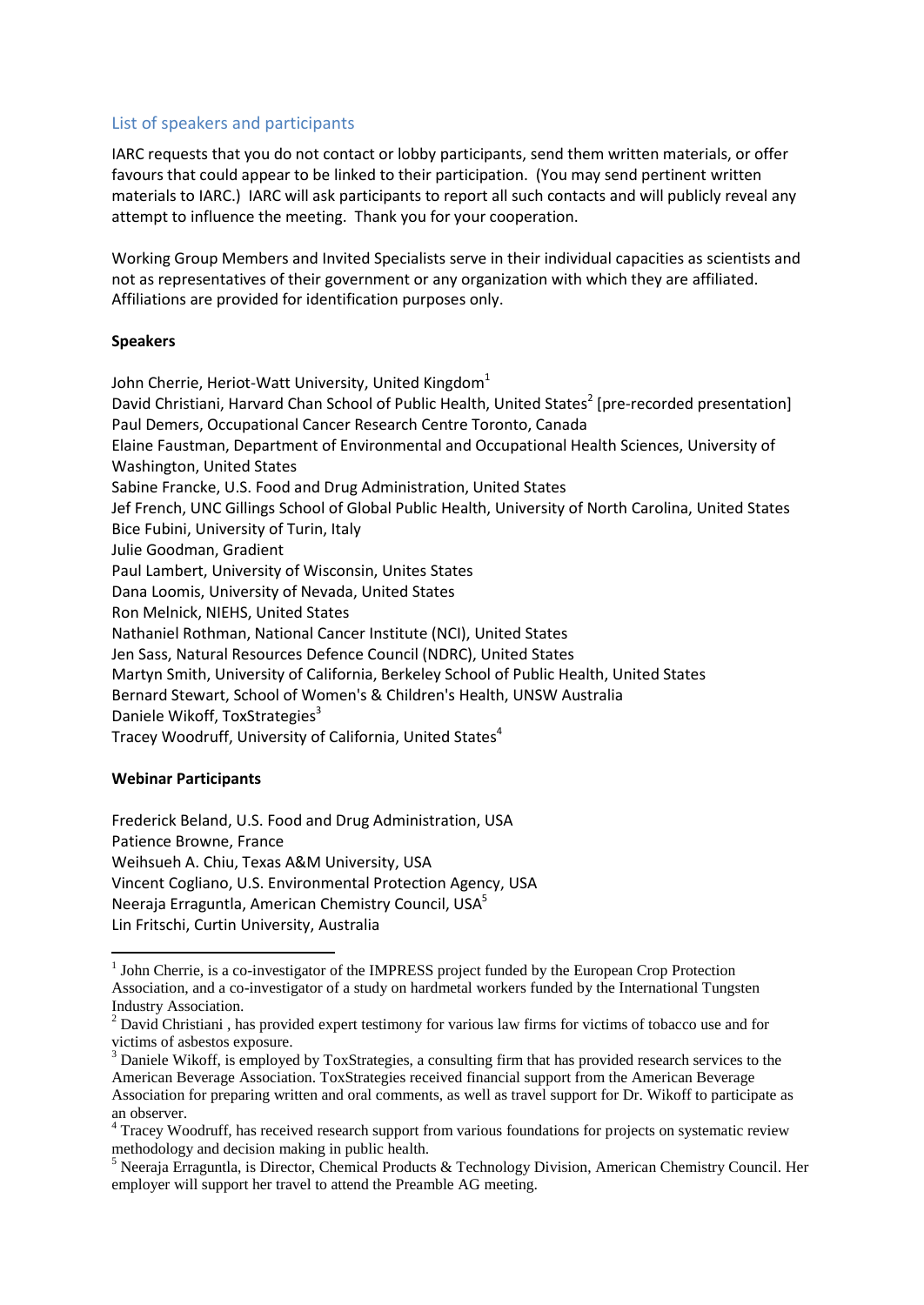## List of speakers and participants

IARC requests that you do not contact or lobby participants, send them written materials, or offer favours that could appear to be linked to their participation. (You may send pertinent written materials to IARC.) IARC will ask participants to report all such contacts and will publicly reveal any attempt to influence the meeting. Thank you for your cooperation.

Working Group Members and Invited Specialists serve in their individual capacities as scientists and not as representatives of their government or any organization with which they are affiliated. Affiliations are provided for identification purposes only.

**Speakers**

John Cherrie, Heriot-Watt University, United Kingdom[1]
David Christiani, Harvard Chan School of Public Health, United States[2] [pre-recorded presentation]
Paul Demers, Occupational Cancer Research Centre Toronto, Canada
Elaine Faustman, Department of Environmental and Occupational Health Sciences, University of Washington, United States
Sabine Francke, U.S. Food and Drug Administration, United States
Jef French, UNC Gillings School of Global Public Health, University of North Carolina, United States
Bice Fubini, University of Turin, Italy
Julie Goodman, Gradient
Paul Lambert, University of Wisconsin, Unites States
Dana Loomis, University of Nevada, United States
Ron Melnick, NIEHS, United States
Nathaniel Rothman, National Cancer Institute (NCI), United States
Jen Sass, Natural Resources Defence Council (NDRC), United States
Martyn Smith, University of California, Berkeley School of Public Health, United States
Bernard Stewart, School of Women's & Children's Health, UNSW Australia
Daniele Wikoff, ToxStrategies[3]
Tracey Woodruff, University of California, United States[4]

**Webinar Participants**

Frederick Beland, U.S. Food and Drug Administration, USA
Patience Browne, France
Weihsueh A. Chiu, Texas A&M University, USA
Vincent Cogliano, U.S. Environmental Protection Agency, USA
Neeraja Erraguntla, American Chemistry Council, USA[5]
Lin Fritschi, Curtin University, Australia

---

[1] John Cherrie, is a co-investigator of the IMPRESS project funded by the European Crop Protection Association, and a co-investigator of a study on hardmetal workers funded by the International Tungsten Industry Association.

[2] David Christiani , has provided expert testimony for various law firms for victims of tobacco use and for victims of asbestos exposure.

[3] Daniele Wikoff, is employed by ToxStrategies, a consulting firm that has provided research services to the American Beverage Association. ToxStrategies received financial support from the American Beverage Association for preparing written and oral comments, as well as travel support for Dr. Wikoff to participate as an observer.

[4] Tracey Woodruff, has received research support from various foundations for projects on systematic review methodology and decision making in public health.

[5] Neeraja Erraguntla, is Director, Chemical Products & Technology Division, American Chemistry Council. Her employer will support her travel to attend the Preamble AG meeting.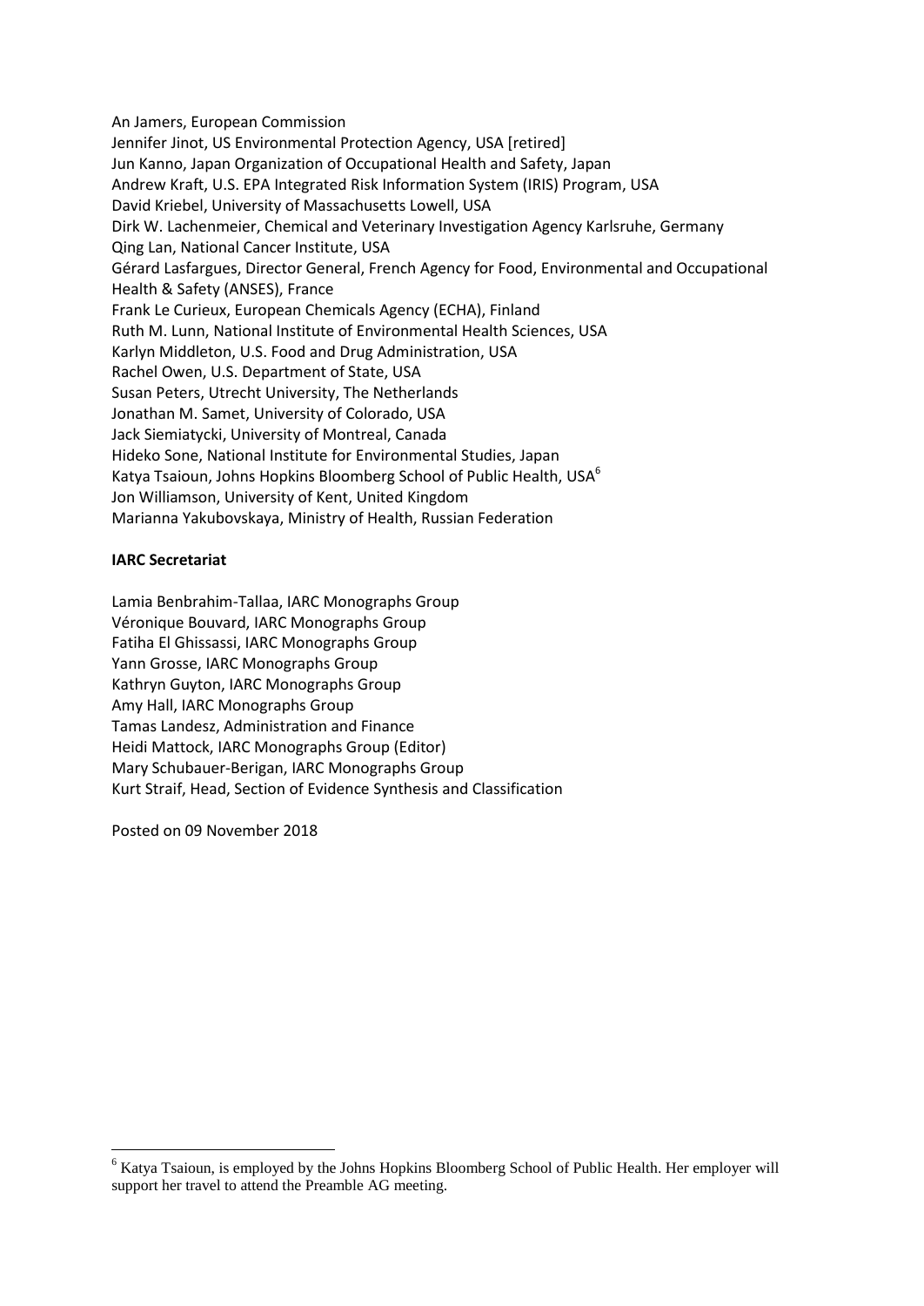An Jamers, European Commission
Jennifer Jinot, US Environmental Protection Agency, USA [retired]
Jun Kanno, Japan Organization of Occupational Health and Safety, Japan
Andrew Kraft, U.S. EPA Integrated Risk Information System (IRIS) Program, USA
David Kriebel, University of Massachusetts Lowell, USA
Dirk W. Lachenmeier, Chemical and Veterinary Investigation Agency Karlsruhe, Germany
Qing Lan, National Cancer Institute, USA
Gérard Lasfargues, Director General, French Agency for Food, Environmental and Occupational Health & Safety (ANSES), France
Frank Le Curieux, European Chemicals Agency (ECHA), Finland
Ruth M. Lunn, National Institute of Environmental Health Sciences, USA
Karlyn Middleton, U.S. Food and Drug Administration, USA
Rachel Owen, U.S. Department of State, USA
Susan Peters, Utrecht University, The Netherlands
Jonathan M. Samet, University of Colorado, USA
Jack Siemiatycki, University of Montreal, Canada
Hideko Sone, National Institute for Environmental Studies, Japan
Katya Tsaioun, Johns Hopkins Bloomberg School of Public Health, USA[6]
Jon Williamson, University of Kent, United Kingdom
Marianna Yakubovskaya, Ministry of Health, Russian Federation

**IARC Secretariat**

Lamia Benbrahim-Tallaa, IARC Monographs Group
Véronique Bouvard, IARC Monographs Group
Fatiha El Ghissassi, IARC Monographs Group
Yann Grosse, IARC Monographs Group
Kathryn Guyton, IARC Monographs Group
Amy Hall, IARC Monographs Group
Tamas Landesz, Administration and Finance
Heidi Mattock, IARC Monographs Group (Editor)
Mary Schubauer-Berigan, IARC Monographs Group
Kurt Straif, Head, Section of Evidence Synthesis and Classification

Posted on 09 November 2018

[6] Katya Tsaioun, is employed by the Johns Hopkins Bloomberg School of Public Health. Her employer will support her travel to attend the Preamble AG meeting.